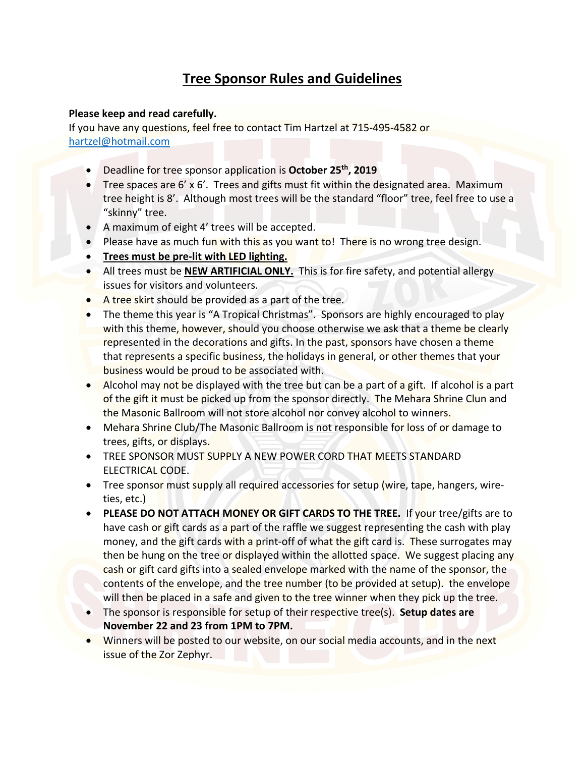# Tree Sponsor Rules and Guidelines

**Please keep and read carefully.**
If you have any questions, feel free to contact Tim Hartzel at 715-495-4582 or hartzel@hotmail.com

- Deadline for tree sponsor application is **October 25th, 2019**
- Tree spaces are 6' x 6'. Trees and gifts must fit within the designated area. Maximum tree height is 8'. Although most trees will be the standard "floor" tree, feel free to use a "skinny" tree.
- A maximum of eight 4' trees will be accepted.
- Please have as much fun with this as you want to! There is no wrong tree design.
- **Trees must be pre-lit with LED lighting.**
- All trees must be **NEW ARTIFICIAL ONLY.** This is for fire safety, and potential allergy issues for visitors and volunteers.
- A tree skirt should be provided as a part of the tree.
- The theme this year is "A Tropical Christmas". Sponsors are highly encouraged to play with this theme, however, should you choose otherwise we ask that a theme be clearly represented in the decorations and gifts. In the past, sponsors have chosen a theme that represents a specific business, the holidays in general, or other themes that your business would be proud to be associated with.
- Alcohol may not be displayed with the tree but can be a part of a gift. If alcohol is a part of the gift it must be picked up from the sponsor directly. The Mehara Shrine Clun and the Masonic Ballroom will not store alcohol nor convey alcohol to winners.
- Mehara Shrine Club/The Masonic Ballroom is not responsible for loss of or damage to trees, gifts, or displays.
- TREE SPONSOR MUST SUPPLY A NEW POWER CORD THAT MEETS STANDARD ELECTRICAL CODE.
- Tree sponsor must supply all required accessories for setup (wire, tape, hangers, wire-ties, etc.)
- **PLEASE DO NOT ATTACH MONEY OR GIFT CARDS TO THE TREE.** If your tree/gifts are to have cash or gift cards as a part of the raffle we suggest representing the cash with play money, and the gift cards with a print-off of what the gift card is. These surrogates may then be hung on the tree or displayed within the allotted space. We suggest placing any cash or gift card gifts into a sealed envelope marked with the name of the sponsor, the contents of the envelope, and the tree number (to be provided at setup). the envelope will then be placed in a safe and given to the tree winner when they pick up the tree.
- The sponsor is responsible for setup of their respective tree(s). **Setup dates are November 22 and 23 from 1PM to 7PM.**
- Winners will be posted to our website, on our social media accounts, and in the next issue of the Zor Zephyr.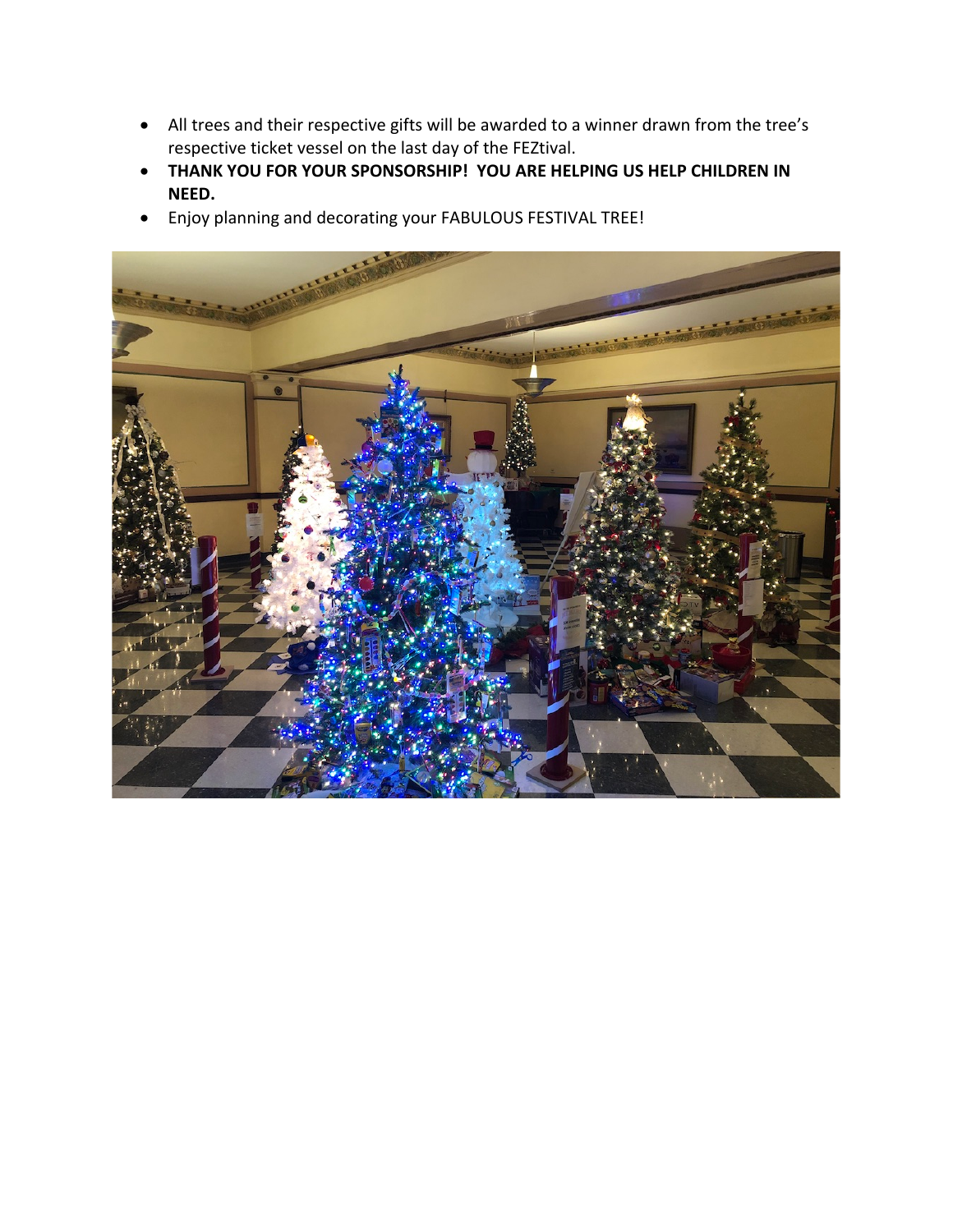- All trees and their respective gifts will be awarded to a winner drawn from the tree's respective ticket vessel on the last day of the FEZtival.
- **THANK YOU FOR YOUR SPONSORSHIP! YOU ARE HELPING US HELP CHILDREN IN NEED.**
- Enjoy planning and decorating your FABULOUS FESTIVAL TREE!